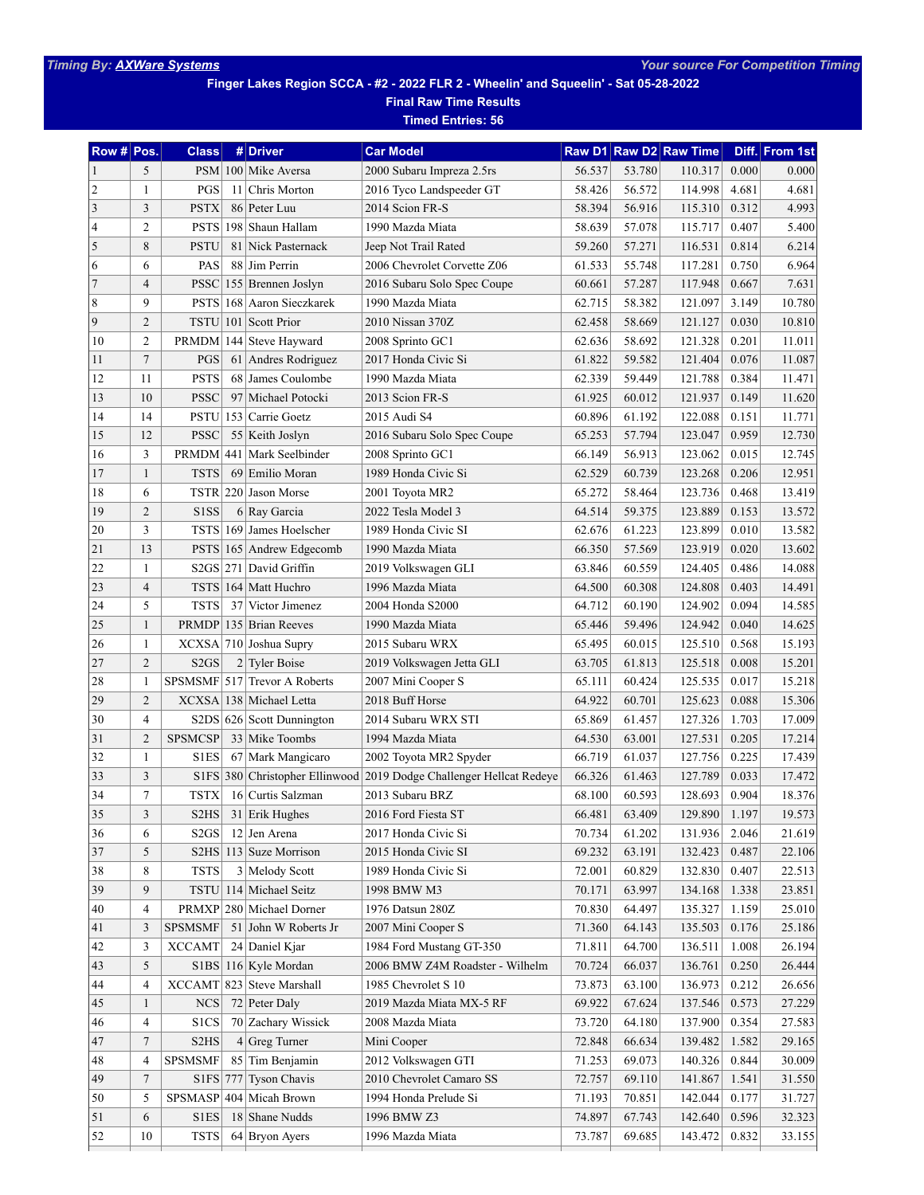*Timing By: AXWare Systems* *Your source For Competition Timing*

**Finger Lakes Region SCCA - #2 - 2022 FLR 2 - Wheelin' and Squeelin' - Sat 05-28-2022**

**Final Raw Time Results**

**Timed Entries: 56**

| Row # | Pos. | Class | # | Driver | Car Model | Raw D1 | Raw D2 | Raw Time | Diff. | From 1st |
|---|---|---|---|---|---|---|---|---|---|---|
| 1 | 5 | PSM | 100 | Mike Aversa | 2000 Subaru Impreza 2.5rs | 56.537 | 53.780 | 110.317 | 0.000 | 0.000 |
| 2 | 1 | PGS | 11 | Chris Morton | 2016 Tyco Landspeeder GT | 58.426 | 56.572 | 114.998 | 4.681 | 4.681 |
| 3 | 3 | PSTX | 86 | Peter Luu | 2014 Scion FR-S | 58.394 | 56.916 | 115.310 | 0.312 | 4.993 |
| 4 | 2 | PSTS | 198 | Shaun Hallam | 1990 Mazda Miata | 58.639 | 57.078 | 115.717 | 0.407 | 5.400 |
| 5 | 8 | PSTU | 81 | Nick Pasternack | Jeep Not Trail Rated | 59.260 | 57.271 | 116.531 | 0.814 | 6.214 |
| 6 | 6 | PAS | 88 | Jim Perrin | 2006 Chevrolet Corvette Z06 | 61.533 | 55.748 | 117.281 | 0.750 | 6.964 |
| 7 | 4 | PSSC | 155 | Brennen Joslyn | 2016 Subaru Solo Spec Coupe | 60.661 | 57.287 | 117.948 | 0.667 | 7.631 |
| 8 | 9 | PSTS | 168 | Aaron Sieczkarek | 1990 Mazda Miata | 62.715 | 58.382 | 121.097 | 3.149 | 10.780 |
| 9 | 2 | TSTU | 101 | Scott Prior | 2010 Nissan 370Z | 62.458 | 58.669 | 121.127 | 0.030 | 10.810 |
| 10 | 2 | PRMDM | 144 | Steve Hayward | 2008 Sprinto GC1 | 62.636 | 58.692 | 121.328 | 0.201 | 11.011 |
| 11 | 7 | PGS | 61 | Andres Rodriguez | 2017 Honda Civic Si | 61.822 | 59.582 | 121.404 | 0.076 | 11.087 |
| 12 | 11 | PSTS | 68 | James Coulombe | 1990 Mazda Miata | 62.339 | 59.449 | 121.788 | 0.384 | 11.471 |
| 13 | 10 | PSSC | 97 | Michael Potocki | 2013 Scion FR-S | 61.925 | 60.012 | 121.937 | 0.149 | 11.620 |
| 14 | 14 | PSTU | 153 | Carrie Goetz | 2015 Audi S4 | 60.896 | 61.192 | 122.088 | 0.151 | 11.771 |
| 15 | 12 | PSSC | 55 | Keith Joslyn | 2016 Subaru Solo Spec Coupe | 65.253 | 57.794 | 123.047 | 0.959 | 12.730 |
| 16 | 3 | PRMDM | 441 | Mark Seelbinder | 2008 Sprinto GC1 | 66.149 | 56.913 | 123.062 | 0.015 | 12.745 |
| 17 | 1 | TSTS | 69 | Emilio Moran | 1989 Honda Civic Si | 62.529 | 60.739 | 123.268 | 0.206 | 12.951 |
| 18 | 6 | TSTR | 220 | Jason Morse | 2001 Toyota MR2 | 65.272 | 58.464 | 123.736 | 0.468 | 13.419 |
| 19 | 2 | S1SS | 6 | Ray Garcia | 2022 Tesla Model 3 | 64.514 | 59.375 | 123.889 | 0.153 | 13.572 |
| 20 | 3 | TSTS | 169 | James Hoelscher | 1989 Honda Civic SI | 62.676 | 61.223 | 123.899 | 0.010 | 13.582 |
| 21 | 13 | PSTS | 165 | Andrew Edgecomb | 1990 Mazda Miata | 66.350 | 57.569 | 123.919 | 0.020 | 13.602 |
| 22 | 1 | S2GS | 271 | David Griffin | 2019 Volkswagen GLI | 63.846 | 60.559 | 124.405 | 0.486 | 14.088 |
| 23 | 4 | TSTS | 164 | Matt Huchro | 1996 Mazda Miata | 64.500 | 60.308 | 124.808 | 0.403 | 14.491 |
| 24 | 5 | TSTS | 37 | Victor Jimenez | 2004 Honda S2000 | 64.712 | 60.190 | 124.902 | 0.094 | 14.585 |
| 25 | 1 | PRMDP | 135 | Brian Reeves | 1990 Mazda Miata | 65.446 | 59.496 | 124.942 | 0.040 | 14.625 |
| 26 | 1 | XCXSA | 710 | Joshua Supry | 2015 Subaru WRX | 65.495 | 60.015 | 125.510 | 0.568 | 15.193 |
| 27 | 2 | S2GS | 2 | Tyler Boise | 2019 Volkswagen Jetta GLI | 63.705 | 61.813 | 125.518 | 0.008 | 15.201 |
| 28 | 1 | SPSMSMF | 517 | Trevor A Roberts | 2007 Mini Cooper S | 65.111 | 60.424 | 125.535 | 0.017 | 15.218 |
| 29 | 2 | XCXSA | 138 | Michael Letta | 2018 Buff Horse | 64.922 | 60.701 | 125.623 | 0.088 | 15.306 |
| 30 | 4 | S2DS | 626 | Scott Dunnington | 2014 Subaru WRX STI | 65.869 | 61.457 | 127.326 | 1.703 | 17.009 |
| 31 | 2 | SPSMCSP | 33 | Mike Toombs | 1994 Mazda Miata | 64.530 | 63.001 | 127.531 | 0.205 | 17.214 |
| 32 | 1 | S1ES | 67 | Mark Mangicaro | 2002 Toyota MR2 Spyder | 66.719 | 61.037 | 127.756 | 0.225 | 17.439 |
| 33 | 3 | S1FS | 380 | Christopher Ellinwood | 2019 Dodge Challenger Hellcat Redeye | 66.326 | 61.463 | 127.789 | 0.033 | 17.472 |
| 34 | 7 | TSTX | 16 | Curtis Salzman | 2013 Subaru BRZ | 68.100 | 60.593 | 128.693 | 0.904 | 18.376 |
| 35 | 3 | S2HS | 31 | Erik Hughes | 2016 Ford Fiesta ST | 66.481 | 63.409 | 129.890 | 1.197 | 19.573 |
| 36 | 6 | S2GS | 12 | Jen Arena | 2017 Honda Civic Si | 70.734 | 61.202 | 131.936 | 2.046 | 21.619 |
| 37 | 5 | S2HS | 113 | Suze Morrison | 2015 Honda Civic SI | 69.232 | 63.191 | 132.423 | 0.487 | 22.106 |
| 38 | 8 | TSTS | 3 | Melody Scott | 1989 Honda Civic Si | 72.001 | 60.829 | 132.830 | 0.407 | 22.513 |
| 39 | 9 | TSTU | 114 | Michael Seitz | 1998 BMW M3 | 70.171 | 63.997 | 134.168 | 1.338 | 23.851 |
| 40 | 4 | PRMXP | 280 | Michael Dorner | 1976 Datsun 280Z | 70.830 | 64.497 | 135.327 | 1.159 | 25.010 |
| 41 | 3 | SPSMSMF | 51 | John W Roberts Jr | 2007 Mini Cooper S | 71.360 | 64.143 | 135.503 | 0.176 | 25.186 |
| 42 | 3 | XCCAMT | 24 | Daniel Kjar | 1984 Ford Mustang GT-350 | 71.811 | 64.700 | 136.511 | 1.008 | 26.194 |
| 43 | 5 | S1BS | 116 | Kyle Mordan | 2006 BMW Z4M Roadster - Wilhelm | 70.724 | 66.037 | 136.761 | 0.250 | 26.444 |
| 44 | 4 | XCCAMT | 823 | Steve Marshall | 1985 Chevrolet S 10 | 73.873 | 63.100 | 136.973 | 0.212 | 26.656 |
| 45 | 1 | NCS | 72 | Peter Daly | 2019 Mazda Miata MX-5 RF | 69.922 | 67.624 | 137.546 | 0.573 | 27.229 |
| 46 | 4 | S1CS | 70 | Zachary Wissick | 2008 Mazda Miata | 73.720 | 64.180 | 137.900 | 0.354 | 27.583 |
| 47 | 7 | S2HS | 4 | Greg Turner | Mini Cooper | 72.848 | 66.634 | 139.482 | 1.582 | 29.165 |
| 48 | 4 | SPSMSMF | 85 | Tim Benjamin | 2012 Volkswagen GTI | 71.253 | 69.073 | 140.326 | 0.844 | 30.009 |
| 49 | 7 | S1FS | 777 | Tyson Chavis | 2010 Chevrolet Camaro SS | 72.757 | 69.110 | 141.867 | 1.541 | 31.550 |
| 50 | 5 | SPSMASP | 404 | Micah Brown | 1994 Honda Prelude Si | 71.193 | 70.851 | 142.044 | 0.177 | 31.727 |
| 51 | 6 | S1ES | 18 | Shane Nudds | 1996 BMW Z3 | 74.897 | 67.743 | 142.640 | 0.596 | 32.323 |
| 52 | 10 | TSTS | 64 | Bryon Ayers | 1996 Mazda Miata | 73.787 | 69.685 | 143.472 | 0.832 | 33.155 |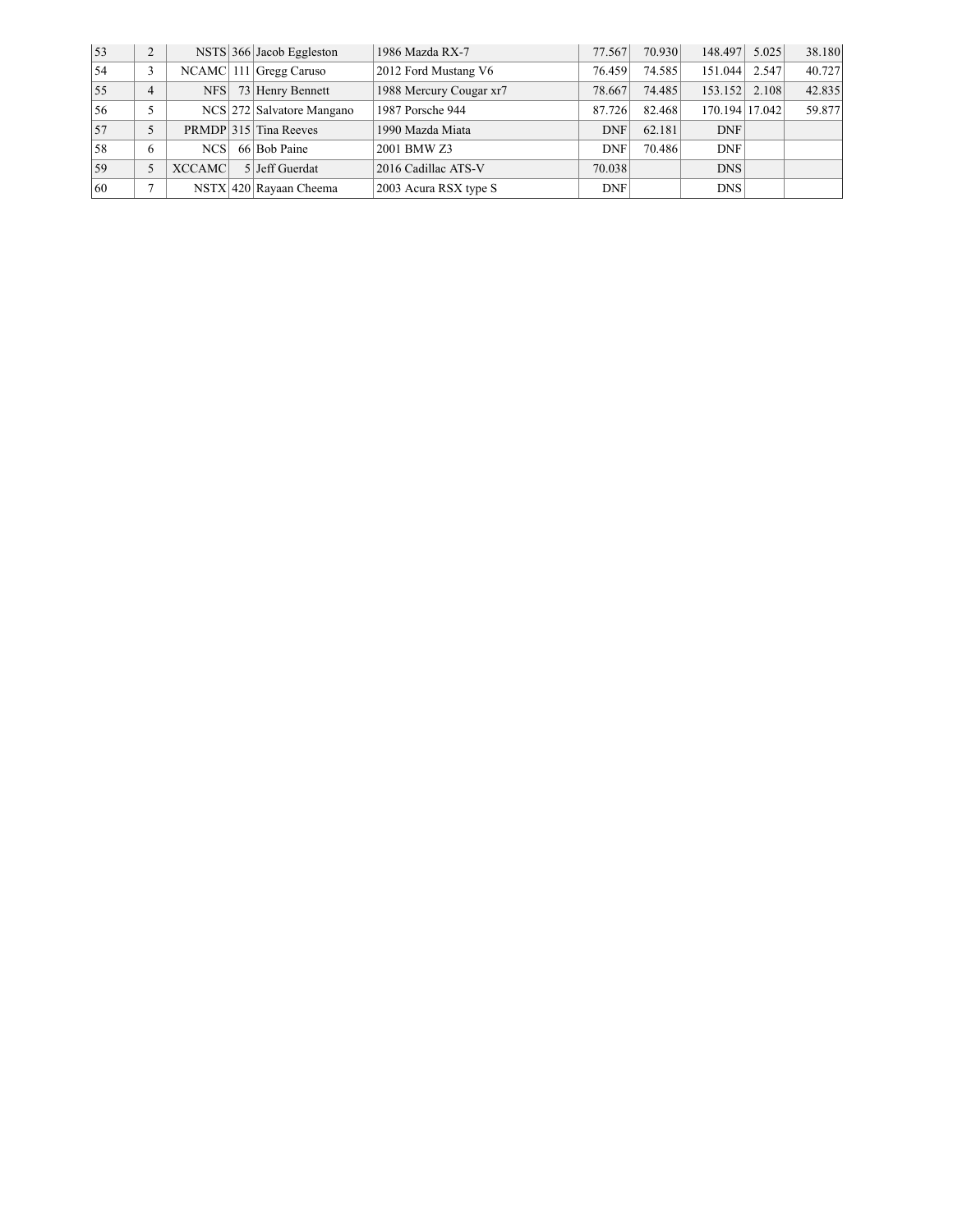| | | | | | | | | | | |
|---|---|---|---|---|---|---|---|---|---|---|
| 53 | 2 | NSTS | 366 | Jacob Eggleston | 1986 Mazda RX-7 | 77.567 | 70.930 | 148.497 | 5.025 | 38.180 |
| 54 | 3 | NCAMC | 111 | Gregg Caruso | 2012 Ford Mustang V6 | 76.459 | 74.585 | 151.044 | 2.547 | 40.727 |
| 55 | 4 | NFS | 73 | Henry Bennett | 1988 Mercury Cougar xr7 | 78.667 | 74.485 | 153.152 | 2.108 | 42.835 |
| 56 | 5 | NCS | 272 | Salvatore Mangano | 1987 Porsche 944 | 87.726 | 82.468 | 170.194 | 17.042 | 59.877 |
| 57 | 5 | PRMDP | 315 | Tina Reeves | 1990 Mazda Miata | DNF | 62.181 | DNF | | |
| 58 | 6 | NCS | 66 | Bob Paine | 2001 BMW Z3 | DNF | 70.486 | DNF | | |
| 59 | 5 | XCCAMC | 5 | Jeff Guerdat | 2016 Cadillac ATS-V | 70.038 | | DNS | | |
| 60 | 7 | NSTX | 420 | Rayaan Cheema | 2003 Acura RSX type S | DNF | | DNS | | |